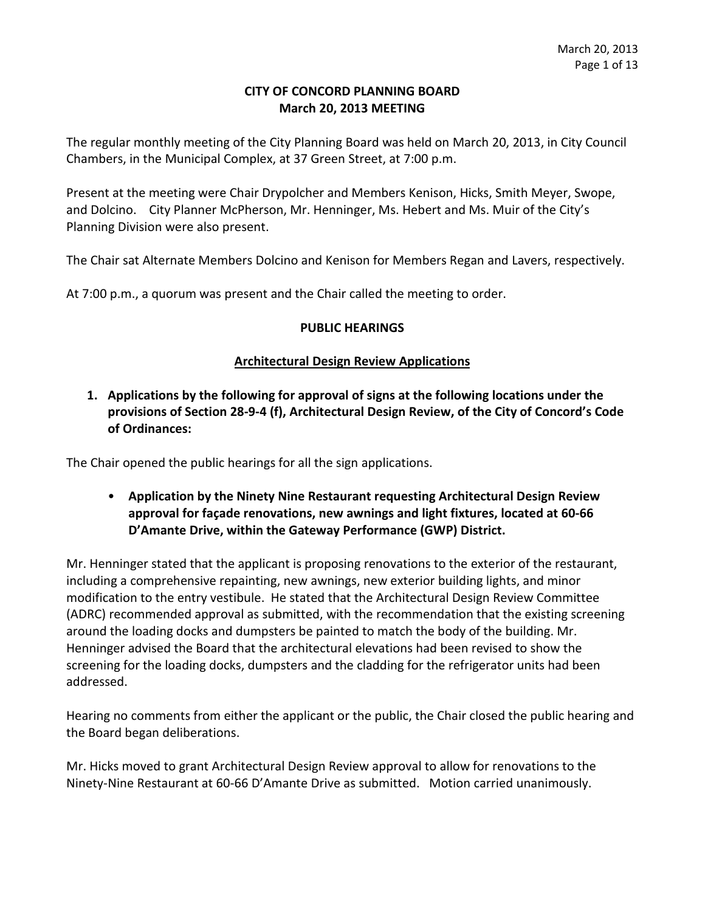# CITY OF CONCORD PLANNING BOARD
## March 20, 2013 MEETING

The regular monthly meeting of the City Planning Board was held on March 20, 2013, in City Council Chambers, in the Municipal Complex, at 37 Green Street, at 7:00 p.m.

Present at the meeting were Chair Drypolcher and Members Kenison, Hicks, Smith Meyer, Swope, and Dolcino. City Planner McPherson, Mr. Henninger, Ms. Hebert and Ms. Muir of the City's Planning Division were also present.

The Chair sat Alternate Members Dolcino and Kenison for Members Regan and Lavers, respectively.

At 7:00 p.m., a quorum was present and the Chair called the meeting to order.

## PUBLIC HEARINGS

### Architectural Design Review Applications

**1. Applications by the following for approval of signs at the following locations under the provisions of Section 28-9-4 (f), Architectural Design Review, of the City of Concord's Code of Ordinances:**

The Chair opened the public hearings for all the sign applications.

- **Application by the Ninety Nine Restaurant requesting Architectural Design Review approval for façade renovations, new awnings and light fixtures, located at 60-66 D'Amante Drive, within the Gateway Performance (GWP) District.**

Mr. Henninger stated that the applicant is proposing renovations to the exterior of the restaurant, including a comprehensive repainting, new awnings, new exterior building lights, and minor modification to the entry vestibule. He stated that the Architectural Design Review Committee (ADRC) recommended approval as submitted, with the recommendation that the existing screening around the loading docks and dumpsters be painted to match the body of the building. Mr. Henninger advised the Board that the architectural elevations had been revised to show the screening for the loading docks, dumpsters and the cladding for the refrigerator units had been addressed.

Hearing no comments from either the applicant or the public, the Chair closed the public hearing and the Board began deliberations.

Mr. Hicks moved to grant Architectural Design Review approval to allow for renovations to the Ninety-Nine Restaurant at 60-66 D'Amante Drive as submitted. Motion carried unanimously.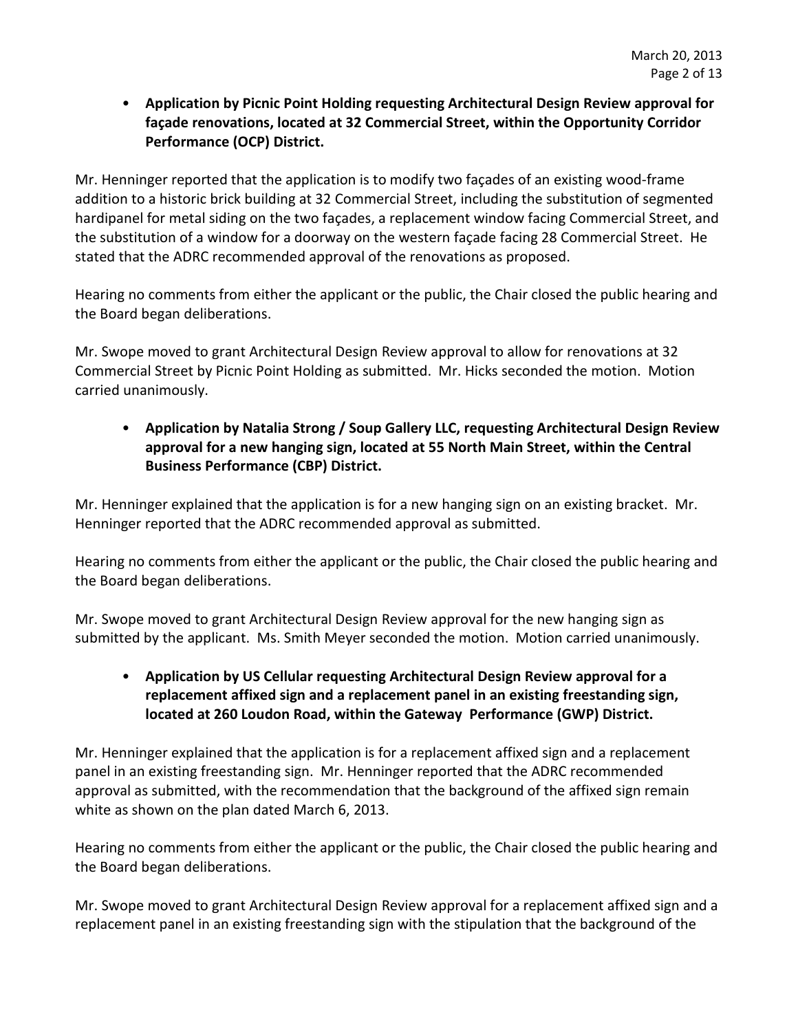- **Application by Picnic Point Holding requesting Architectural Design Review approval for façade renovations, located at 32 Commercial Street, within the Opportunity Corridor Performance (OCP) District.**

Mr. Henninger reported that the application is to modify two façades of an existing wood-frame addition to a historic brick building at 32 Commercial Street, including the substitution of segmented hardipanel for metal siding on the two façades, a replacement window facing Commercial Street, and the substitution of a window for a doorway on the western façade facing 28 Commercial Street. He stated that the ADRC recommended approval of the renovations as proposed.

Hearing no comments from either the applicant or the public, the Chair closed the public hearing and the Board began deliberations.

Mr. Swope moved to grant Architectural Design Review approval to allow for renovations at 32 Commercial Street by Picnic Point Holding as submitted. Mr. Hicks seconded the motion. Motion carried unanimously.

- **Application by Natalia Strong / Soup Gallery LLC, requesting Architectural Design Review approval for a new hanging sign, located at 55 North Main Street, within the Central Business Performance (CBP) District.**

Mr. Henninger explained that the application is for a new hanging sign on an existing bracket. Mr. Henninger reported that the ADRC recommended approval as submitted.

Hearing no comments from either the applicant or the public, the Chair closed the public hearing and the Board began deliberations.

Mr. Swope moved to grant Architectural Design Review approval for the new hanging sign as submitted by the applicant. Ms. Smith Meyer seconded the motion. Motion carried unanimously.

- **Application by US Cellular requesting Architectural Design Review approval for a replacement affixed sign and a replacement panel in an existing freestanding sign, located at 260 Loudon Road, within the Gateway Performance (GWP) District.**

Mr. Henninger explained that the application is for a replacement affixed sign and a replacement panel in an existing freestanding sign. Mr. Henninger reported that the ADRC recommended approval as submitted, with the recommendation that the background of the affixed sign remain white as shown on the plan dated March 6, 2013.

Hearing no comments from either the applicant or the public, the Chair closed the public hearing and the Board began deliberations.

Mr. Swope moved to grant Architectural Design Review approval for a replacement affixed sign and a replacement panel in an existing freestanding sign with the stipulation that the background of the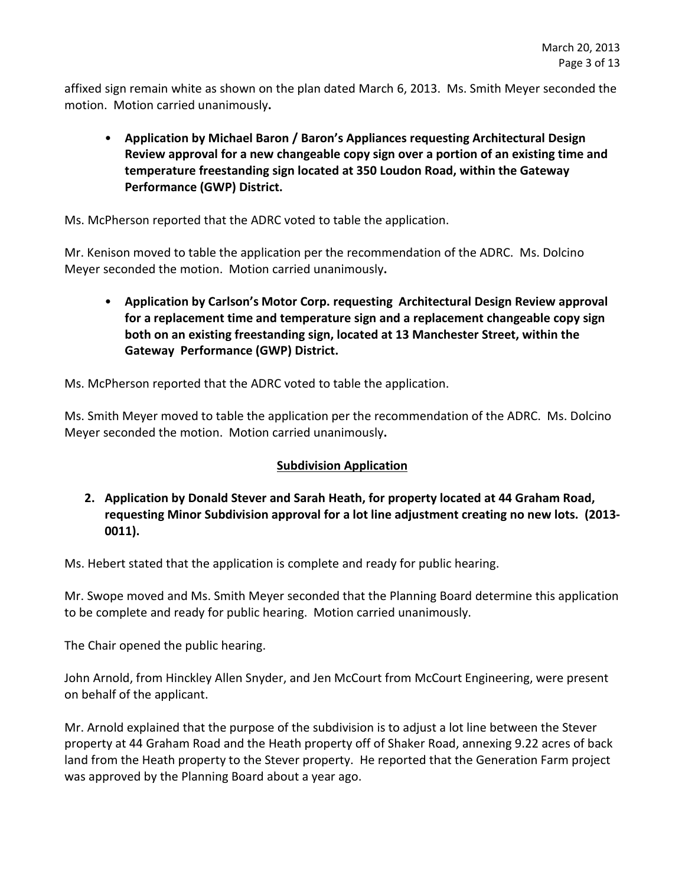affixed sign remain white as shown on the plan dated March 6, 2013. Ms. Smith Meyer seconded the motion. Motion carried unanimously**.**

- **Application by Michael Baron / Baron's Appliances requesting Architectural Design Review approval for a new changeable copy sign over a portion of an existing time and temperature freestanding sign located at 350 Loudon Road, within the Gateway Performance (GWP) District.**

Ms. McPherson reported that the ADRC voted to table the application.

Mr. Kenison moved to table the application per the recommendation of the ADRC. Ms. Dolcino Meyer seconded the motion. Motion carried unanimously**.**

- **Application by Carlson's Motor Corp. requesting Architectural Design Review approval for a replacement time and temperature sign and a replacement changeable copy sign both on an existing freestanding sign, located at 13 Manchester Street, within the Gateway Performance (GWP) District.**

Ms. McPherson reported that the ADRC voted to table the application.

Ms. Smith Meyer moved to table the application per the recommendation of the ADRC. Ms. Dolcino Meyer seconded the motion. Motion carried unanimously**.**

## <u>Subdivision Application</u>

**2. Application by Donald Stever and Sarah Heath, for property located at 44 Graham Road, requesting Minor Subdivision approval for a lot line adjustment creating no new lots. (2013-0011).**

Ms. Hebert stated that the application is complete and ready for public hearing.

Mr. Swope moved and Ms. Smith Meyer seconded that the Planning Board determine this application to be complete and ready for public hearing. Motion carried unanimously.

The Chair opened the public hearing.

John Arnold, from Hinckley Allen Snyder, and Jen McCourt from McCourt Engineering, were present on behalf of the applicant.

Mr. Arnold explained that the purpose of the subdivision is to adjust a lot line between the Stever property at 44 Graham Road and the Heath property off of Shaker Road, annexing 9.22 acres of back land from the Heath property to the Stever property. He reported that the Generation Farm project was approved by the Planning Board about a year ago.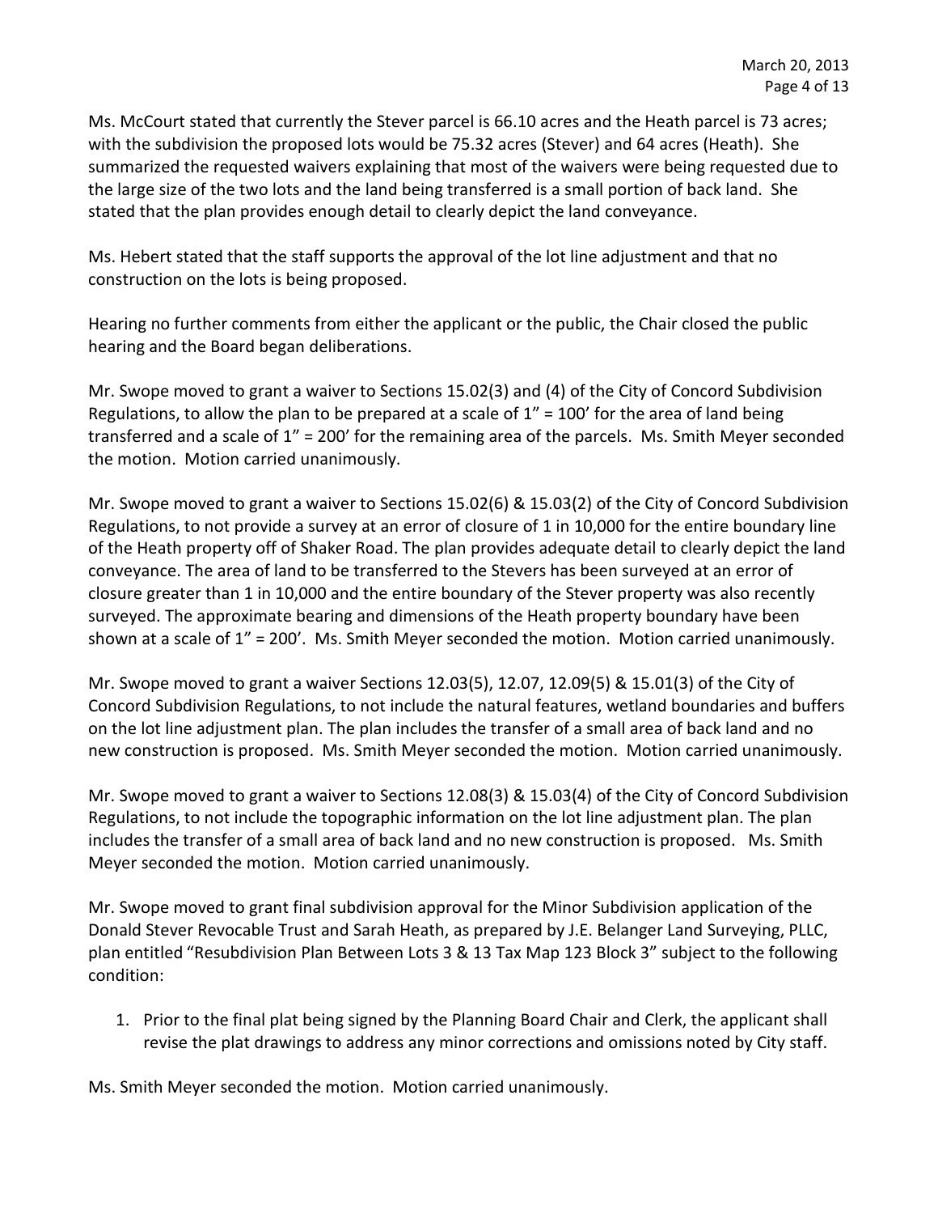Ms. McCourt stated that currently the Stever parcel is 66.10 acres and the Heath parcel is 73 acres; with the subdivision the proposed lots would be 75.32 acres (Stever) and 64 acres (Heath). She summarized the requested waivers explaining that most of the waivers were being requested due to the large size of the two lots and the land being transferred is a small portion of back land. She stated that the plan provides enough detail to clearly depict the land conveyance.

Ms. Hebert stated that the staff supports the approval of the lot line adjustment and that no construction on the lots is being proposed.

Hearing no further comments from either the applicant or the public, the Chair closed the public hearing and the Board began deliberations.

Mr. Swope moved to grant a waiver to Sections 15.02(3) and (4) of the City of Concord Subdivision Regulations, to allow the plan to be prepared at a scale of 1" = 100' for the area of land being transferred and a scale of 1" = 200' for the remaining area of the parcels. Ms. Smith Meyer seconded the motion. Motion carried unanimously.

Mr. Swope moved to grant a waiver to Sections 15.02(6) & 15.03(2) of the City of Concord Subdivision Regulations, to not provide a survey at an error of closure of 1 in 10,000 for the entire boundary line of the Heath property off of Shaker Road. The plan provides adequate detail to clearly depict the land conveyance. The area of land to be transferred to the Stevers has been surveyed at an error of closure greater than 1 in 10,000 and the entire boundary of the Stever property was also recently surveyed. The approximate bearing and dimensions of the Heath property boundary have been shown at a scale of 1" = 200'. Ms. Smith Meyer seconded the motion. Motion carried unanimously.

Mr. Swope moved to grant a waiver Sections 12.03(5), 12.07, 12.09(5) & 15.01(3) of the City of Concord Subdivision Regulations, to not include the natural features, wetland boundaries and buffers on the lot line adjustment plan. The plan includes the transfer of a small area of back land and no new construction is proposed. Ms. Smith Meyer seconded the motion. Motion carried unanimously.

Mr. Swope moved to grant a waiver to Sections 12.08(3) & 15.03(4) of the City of Concord Subdivision Regulations, to not include the topographic information on the lot line adjustment plan. The plan includes the transfer of a small area of back land and no new construction is proposed. Ms. Smith Meyer seconded the motion. Motion carried unanimously.

Mr. Swope moved to grant final subdivision approval for the Minor Subdivision application of the Donald Stever Revocable Trust and Sarah Heath, as prepared by J.E. Belanger Land Surveying, PLLC, plan entitled "Resubdivision Plan Between Lots 3 & 13 Tax Map 123 Block 3" subject to the following condition:

1. Prior to the final plat being signed by the Planning Board Chair and Clerk, the applicant shall revise the plat drawings to address any minor corrections and omissions noted by City staff.

Ms. Smith Meyer seconded the motion. Motion carried unanimously.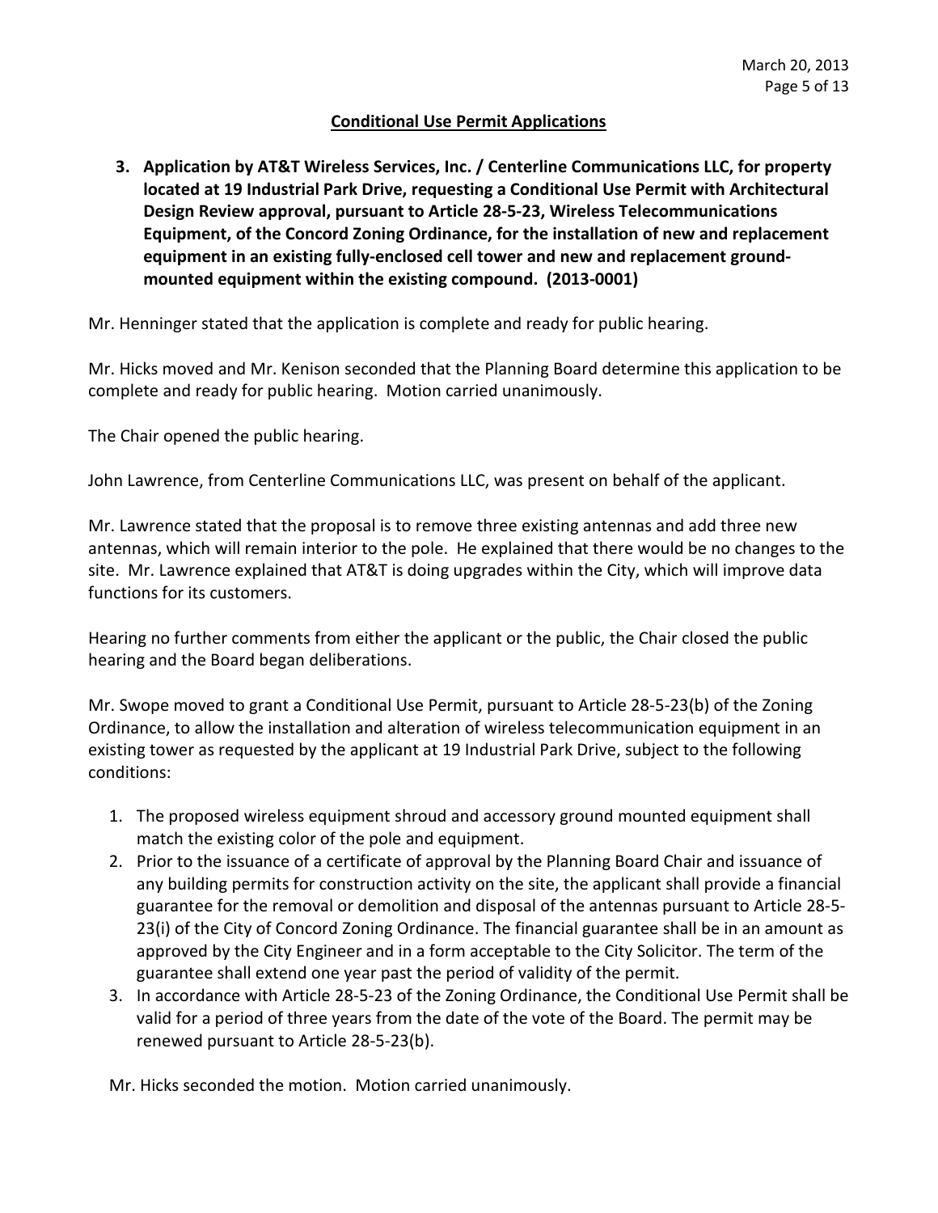## Conditional Use Permit Applications

**3. Application by AT&T Wireless Services, Inc. / Centerline Communications LLC, for property located at 19 Industrial Park Drive, requesting a Conditional Use Permit with Architectural Design Review approval, pursuant to Article 28-5-23, Wireless Telecommunications Equipment, of the Concord Zoning Ordinance, for the installation of new and replacement equipment in an existing fully-enclosed cell tower and new and replacement ground-mounted equipment within the existing compound. (2013-0001)**

Mr. Henninger stated that the application is complete and ready for public hearing.

Mr. Hicks moved and Mr. Kenison seconded that the Planning Board determine this application to be complete and ready for public hearing. Motion carried unanimously.

The Chair opened the public hearing.

John Lawrence, from Centerline Communications LLC, was present on behalf of the applicant.

Mr. Lawrence stated that the proposal is to remove three existing antennas and add three new antennas, which will remain interior to the pole. He explained that there would be no changes to the site. Mr. Lawrence explained that AT&T is doing upgrades within the City, which will improve data functions for its customers.

Hearing no further comments from either the applicant or the public, the Chair closed the public hearing and the Board began deliberations.

Mr. Swope moved to grant a Conditional Use Permit, pursuant to Article 28-5-23(b) of the Zoning Ordinance, to allow the installation and alteration of wireless telecommunication equipment in an existing tower as requested by the applicant at 19 Industrial Park Drive, subject to the following conditions:

1. The proposed wireless equipment shroud and accessory ground mounted equipment shall match the existing color of the pole and equipment.
2. Prior to the issuance of a certificate of approval by the Planning Board Chair and issuance of any building permits for construction activity on the site, the applicant shall provide a financial guarantee for the removal or demolition and disposal of the antennas pursuant to Article 28-5-23(i) of the City of Concord Zoning Ordinance. The financial guarantee shall be in an amount as approved by the City Engineer and in a form acceptable to the City Solicitor. The term of the guarantee shall extend one year past the period of validity of the permit.
3. In accordance with Article 28-5-23 of the Zoning Ordinance, the Conditional Use Permit shall be valid for a period of three years from the date of the vote of the Board. The permit may be renewed pursuant to Article 28-5-23(b).

Mr. Hicks seconded the motion. Motion carried unanimously.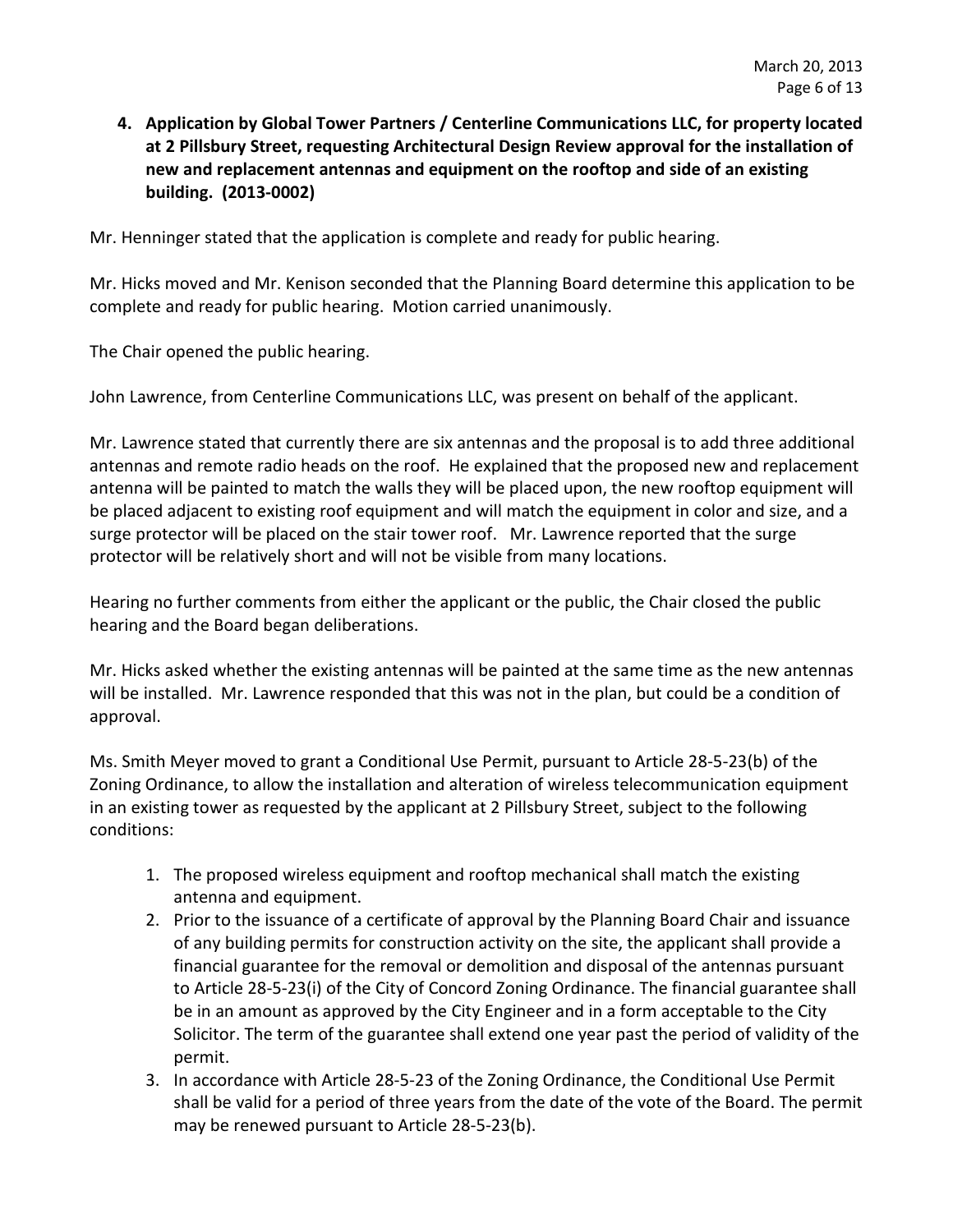**4. Application by Global Tower Partners / Centerline Communications LLC, for property located at 2 Pillsbury Street, requesting Architectural Design Review approval for the installation of new and replacement antennas and equipment on the rooftop and side of an existing building. (2013-0002)**

Mr. Henninger stated that the application is complete and ready for public hearing.

Mr. Hicks moved and Mr. Kenison seconded that the Planning Board determine this application to be complete and ready for public hearing. Motion carried unanimously.

The Chair opened the public hearing.

John Lawrence, from Centerline Communications LLC, was present on behalf of the applicant.

Mr. Lawrence stated that currently there are six antennas and the proposal is to add three additional antennas and remote radio heads on the roof. He explained that the proposed new and replacement antenna will be painted to match the walls they will be placed upon, the new rooftop equipment will be placed adjacent to existing roof equipment and will match the equipment in color and size, and a surge protector will be placed on the stair tower roof. Mr. Lawrence reported that the surge protector will be relatively short and will not be visible from many locations.

Hearing no further comments from either the applicant or the public, the Chair closed the public hearing and the Board began deliberations.

Mr. Hicks asked whether the existing antennas will be painted at the same time as the new antennas will be installed. Mr. Lawrence responded that this was not in the plan, but could be a condition of approval.

Ms. Smith Meyer moved to grant a Conditional Use Permit, pursuant to Article 28-5-23(b) of the Zoning Ordinance, to allow the installation and alteration of wireless telecommunication equipment in an existing tower as requested by the applicant at 2 Pillsbury Street, subject to the following conditions:

1. The proposed wireless equipment and rooftop mechanical shall match the existing antenna and equipment.
2. Prior to the issuance of a certificate of approval by the Planning Board Chair and issuance of any building permits for construction activity on the site, the applicant shall provide a financial guarantee for the removal or demolition and disposal of the antennas pursuant to Article 28-5-23(i) of the City of Concord Zoning Ordinance. The financial guarantee shall be in an amount as approved by the City Engineer and in a form acceptable to the City Solicitor. The term of the guarantee shall extend one year past the period of validity of the permit.
3. In accordance with Article 28-5-23 of the Zoning Ordinance, the Conditional Use Permit shall be valid for a period of three years from the date of the vote of the Board. The permit may be renewed pursuant to Article 28-5-23(b).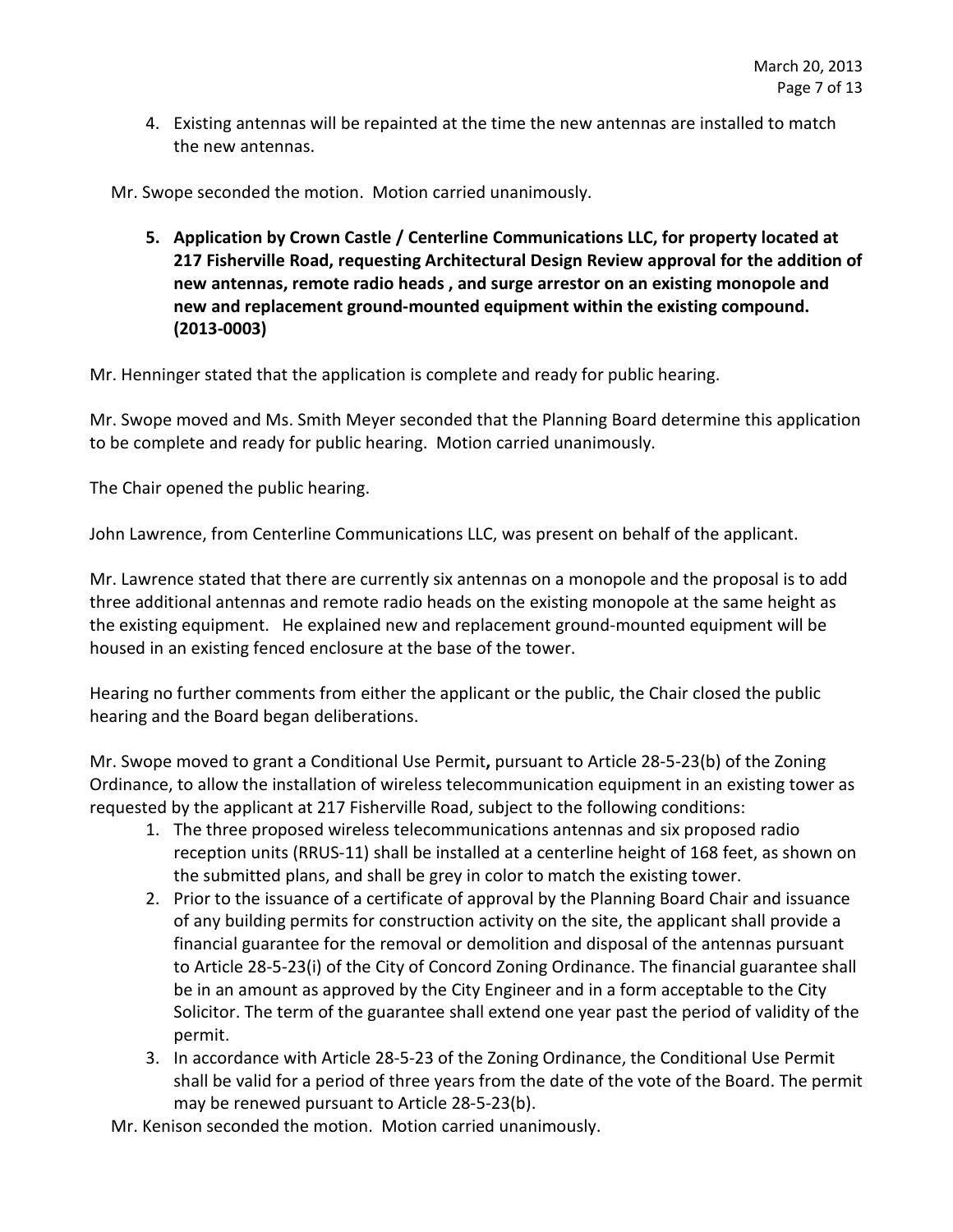4. Existing antennas will be repainted at the time the new antennas are installed to match the new antennas.

Mr. Swope seconded the motion. Motion carried unanimously.

5. **Application by Crown Castle / Centerline Communications LLC, for property located at 217 Fisherville Road, requesting Architectural Design Review approval for the addition of new antennas, remote radio heads , and surge arrestor on an existing monopole and new and replacement ground-mounted equipment within the existing compound. (2013-0003)**

Mr. Henninger stated that the application is complete and ready for public hearing.

Mr. Swope moved and Ms. Smith Meyer seconded that the Planning Board determine this application to be complete and ready for public hearing. Motion carried unanimously.

The Chair opened the public hearing.

John Lawrence, from Centerline Communications LLC, was present on behalf of the applicant.

Mr. Lawrence stated that there are currently six antennas on a monopole and the proposal is to add three additional antennas and remote radio heads on the existing monopole at the same height as the existing equipment. He explained new and replacement ground-mounted equipment will be housed in an existing fenced enclosure at the base of the tower.

Hearing no further comments from either the applicant or the public, the Chair closed the public hearing and the Board began deliberations.

Mr. Swope moved to grant a Conditional Use Permit**,** pursuant to Article 28-5-23(b) of the Zoning Ordinance, to allow the installation of wireless telecommunication equipment in an existing tower as requested by the applicant at 217 Fisherville Road, subject to the following conditions:

1. The three proposed wireless telecommunications antennas and six proposed radio reception units (RRUS-11) shall be installed at a centerline height of 168 feet, as shown on the submitted plans, and shall be grey in color to match the existing tower.
2. Prior to the issuance of a certificate of approval by the Planning Board Chair and issuance of any building permits for construction activity on the site, the applicant shall provide a financial guarantee for the removal or demolition and disposal of the antennas pursuant to Article 28-5-23(i) of the City of Concord Zoning Ordinance. The financial guarantee shall be in an amount as approved by the City Engineer and in a form acceptable to the City Solicitor. The term of the guarantee shall extend one year past the period of validity of the permit.
3. In accordance with Article 28-5-23 of the Zoning Ordinance, the Conditional Use Permit shall be valid for a period of three years from the date of the vote of the Board. The permit may be renewed pursuant to Article 28-5-23(b).

Mr. Kenison seconded the motion. Motion carried unanimously.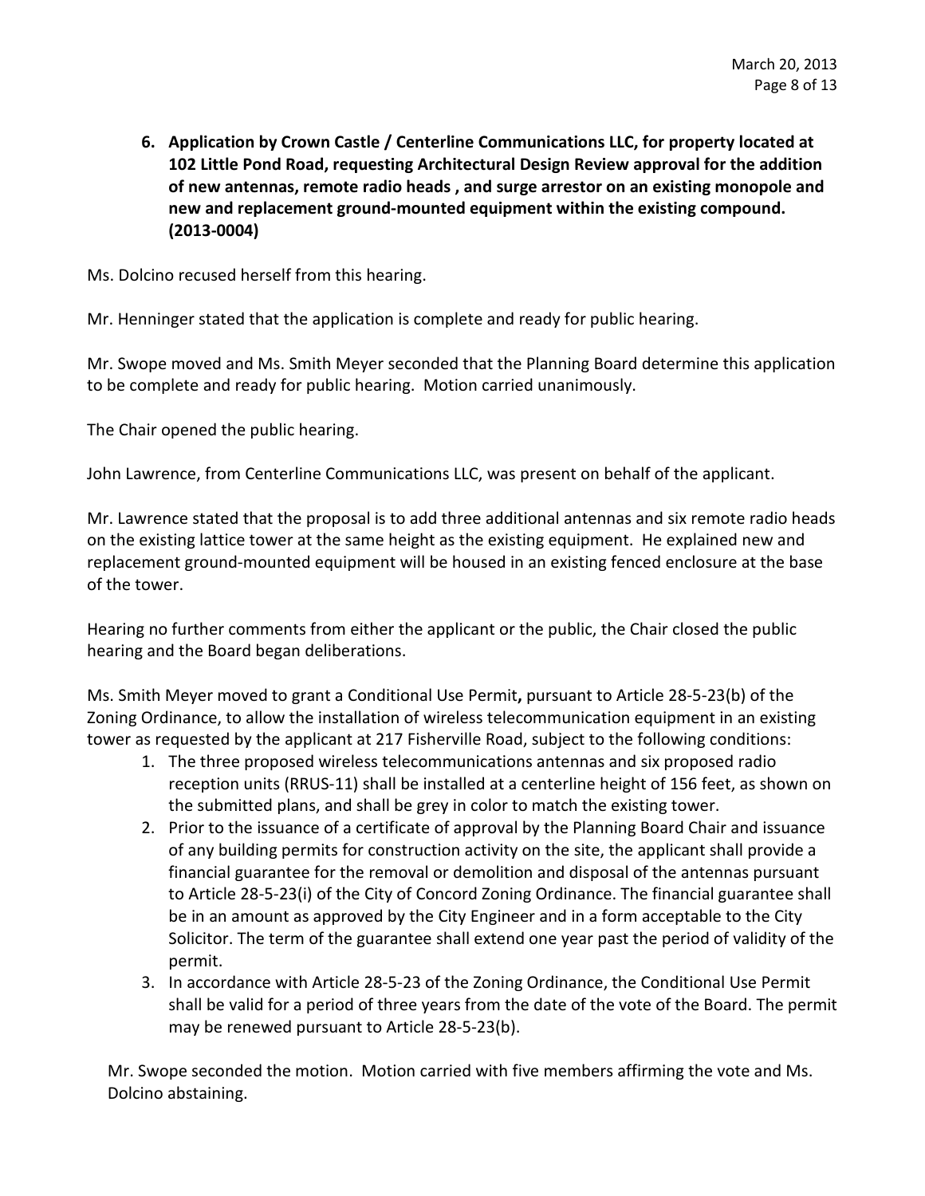**6. Application by Crown Castle / Centerline Communications LLC, for property located at 102 Little Pond Road, requesting Architectural Design Review approval for the addition of new antennas, remote radio heads , and surge arrestor on an existing monopole and new and replacement ground-mounted equipment within the existing compound. (2013-0004)**

Ms. Dolcino recused herself from this hearing.

Mr. Henninger stated that the application is complete and ready for public hearing.

Mr. Swope moved and Ms. Smith Meyer seconded that the Planning Board determine this application to be complete and ready for public hearing. Motion carried unanimously.

The Chair opened the public hearing.

John Lawrence, from Centerline Communications LLC, was present on behalf of the applicant.

Mr. Lawrence stated that the proposal is to add three additional antennas and six remote radio heads on the existing lattice tower at the same height as the existing equipment. He explained new and replacement ground-mounted equipment will be housed in an existing fenced enclosure at the base of the tower.

Hearing no further comments from either the applicant or the public, the Chair closed the public hearing and the Board began deliberations.

Ms. Smith Meyer moved to grant a Conditional Use Permit**,** pursuant to Article 28-5-23(b) of the Zoning Ordinance, to allow the installation of wireless telecommunication equipment in an existing tower as requested by the applicant at 217 Fisherville Road, subject to the following conditions:

1. The three proposed wireless telecommunications antennas and six proposed radio reception units (RRUS-11) shall be installed at a centerline height of 156 feet, as shown on the submitted plans, and shall be grey in color to match the existing tower.
2. Prior to the issuance of a certificate of approval by the Planning Board Chair and issuance of any building permits for construction activity on the site, the applicant shall provide a financial guarantee for the removal or demolition and disposal of the antennas pursuant to Article 28-5-23(i) of the City of Concord Zoning Ordinance. The financial guarantee shall be in an amount as approved by the City Engineer and in a form acceptable to the City Solicitor. The term of the guarantee shall extend one year past the period of validity of the permit.
3. In accordance with Article 28-5-23 of the Zoning Ordinance, the Conditional Use Permit shall be valid for a period of three years from the date of the vote of the Board. The permit may be renewed pursuant to Article 28-5-23(b).

Mr. Swope seconded the motion. Motion carried with five members affirming the vote and Ms. Dolcino abstaining.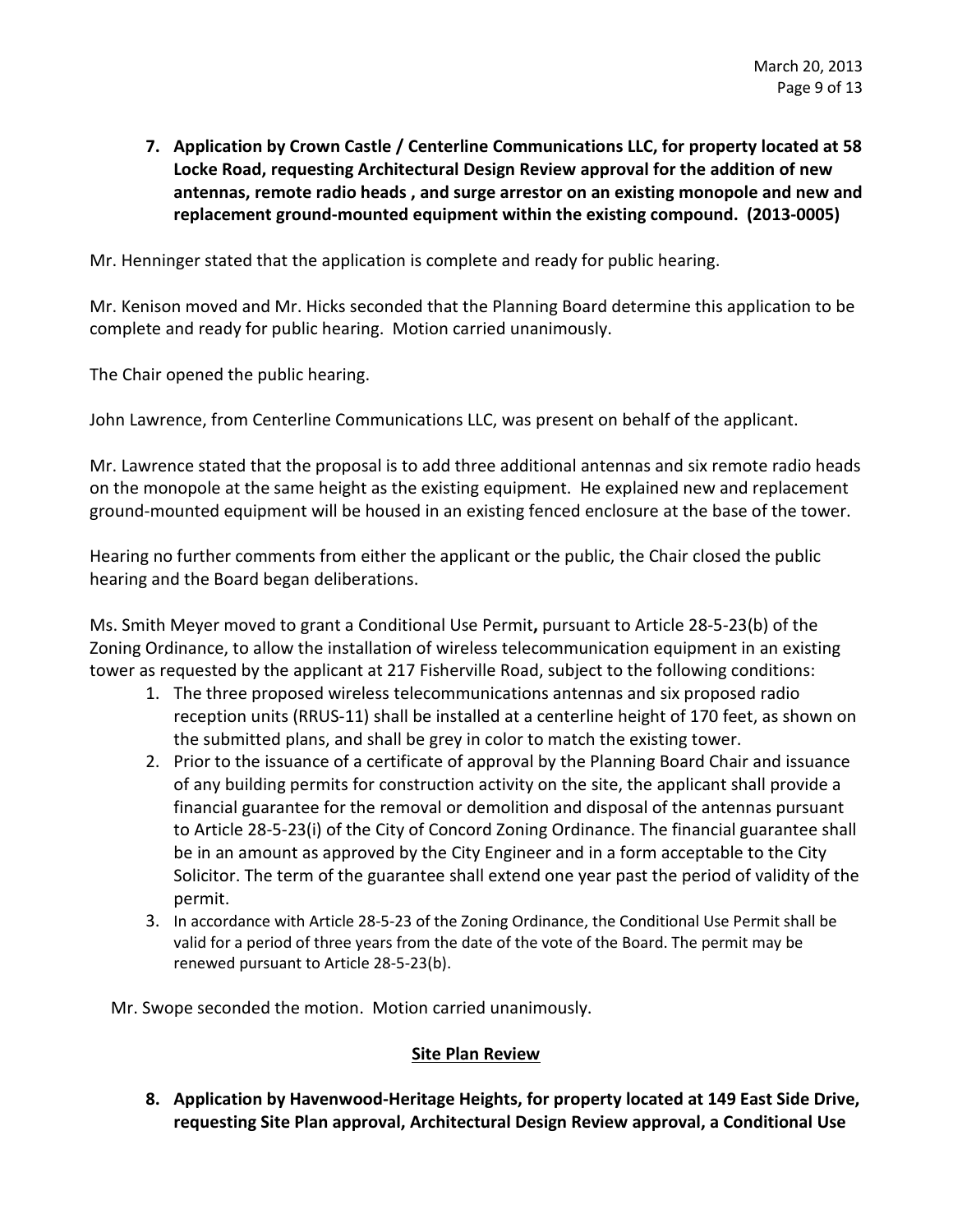**7. Application by Crown Castle / Centerline Communications LLC, for property located at 58 Locke Road, requesting Architectural Design Review approval for the addition of new antennas, remote radio heads , and surge arrestor on an existing monopole and new and replacement ground-mounted equipment within the existing compound. (2013-0005)**

Mr. Henninger stated that the application is complete and ready for public hearing.

Mr. Kenison moved and Mr. Hicks seconded that the Planning Board determine this application to be complete and ready for public hearing. Motion carried unanimously.

The Chair opened the public hearing.

John Lawrence, from Centerline Communications LLC, was present on behalf of the applicant.

Mr. Lawrence stated that the proposal is to add three additional antennas and six remote radio heads on the monopole at the same height as the existing equipment. He explained new and replacement ground-mounted equipment will be housed in an existing fenced enclosure at the base of the tower.

Hearing no further comments from either the applicant or the public, the Chair closed the public hearing and the Board began deliberations.

Ms. Smith Meyer moved to grant a Conditional Use Permit**,** pursuant to Article 28-5-23(b) of the Zoning Ordinance, to allow the installation of wireless telecommunication equipment in an existing tower as requested by the applicant at 217 Fisherville Road, subject to the following conditions:

1. The three proposed wireless telecommunications antennas and six proposed radio reception units (RRUS-11) shall be installed at a centerline height of 170 feet, as shown on the submitted plans, and shall be grey in color to match the existing tower.
2. Prior to the issuance of a certificate of approval by the Planning Board Chair and issuance of any building permits for construction activity on the site, the applicant shall provide a financial guarantee for the removal or demolition and disposal of the antennas pursuant to Article 28-5-23(i) of the City of Concord Zoning Ordinance. The financial guarantee shall be in an amount as approved by the City Engineer and in a form acceptable to the City Solicitor. The term of the guarantee shall extend one year past the period of validity of the permit.
3. In accordance with Article 28-5-23 of the Zoning Ordinance, the Conditional Use Permit shall be valid for a period of three years from the date of the vote of the Board. The permit may be renewed pursuant to Article 28-5-23(b).

Mr. Swope seconded the motion. Motion carried unanimously.

## Site Plan Review

**8. Application by Havenwood-Heritage Heights, for property located at 149 East Side Drive, requesting Site Plan approval, Architectural Design Review approval, a Conditional Use**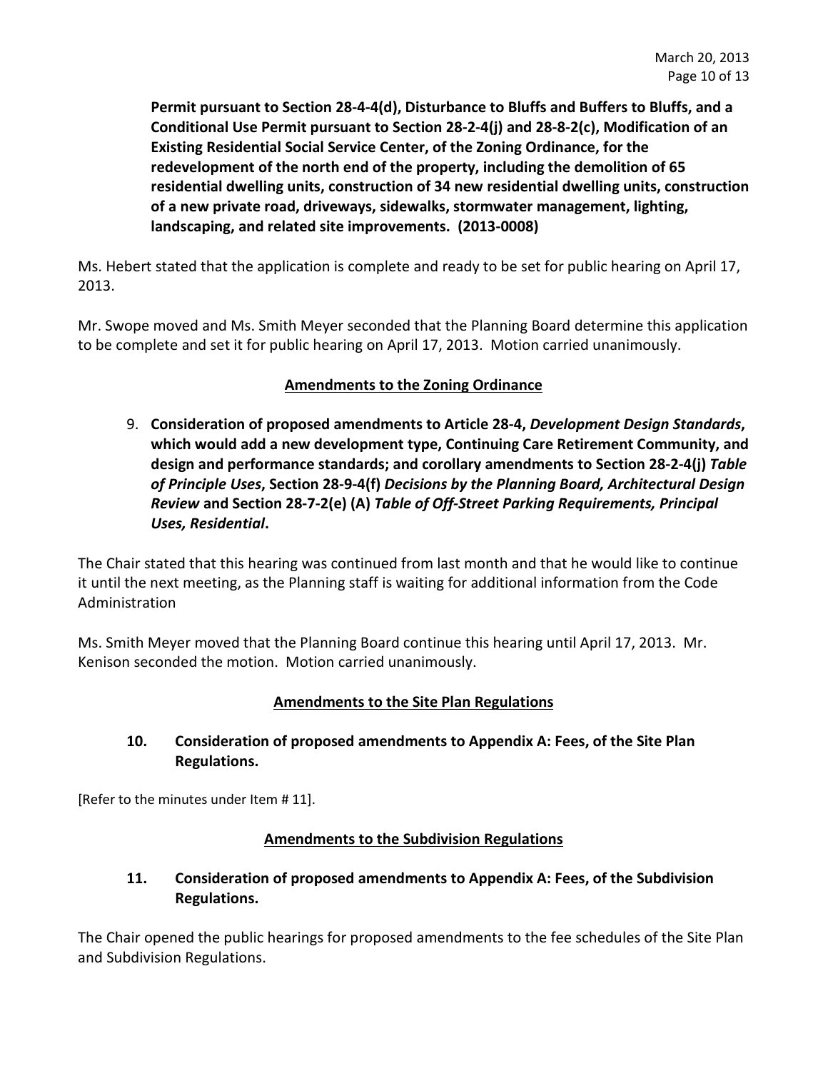**Permit pursuant to Section 28-4-4(d), Disturbance to Bluffs and Buffers to Bluffs, and a Conditional Use Permit pursuant to Section 28-2-4(j) and 28-8-2(c), Modification of an Existing Residential Social Service Center, of the Zoning Ordinance, for the redevelopment of the north end of the property, including the demolition of 65 residential dwelling units, construction of 34 new residential dwelling units, construction of a new private road, driveways, sidewalks, stormwater management, lighting, landscaping, and related site improvements. (2013-0008)**

Ms. Hebert stated that the application is complete and ready to be set for public hearing on April 17, 2013.

Mr. Swope moved and Ms. Smith Meyer seconded that the Planning Board determine this application to be complete and set it for public hearing on April 17, 2013. Motion carried unanimously.

## Amendments to the Zoning Ordinance

9. **Consideration of proposed amendments to Article 28-4, *Development Design Standards*, which would add a new development type, Continuing Care Retirement Community, and design and performance standards; and corollary amendments to Section 28-2-4(j) *Table of Principle Uses*, Section 28-9-4(f) *Decisions by the Planning Board, Architectural Design Review* and Section 28-7-2(e) (A) *Table of Off-Street Parking Requirements, Principal Uses, Residential*.**

The Chair stated that this hearing was continued from last month and that he would like to continue it until the next meeting, as the Planning staff is waiting for additional information from the Code Administration

Ms. Smith Meyer moved that the Planning Board continue this hearing until April 17, 2013. Mr. Kenison seconded the motion. Motion carried unanimously.

## Amendments to the Site Plan Regulations

10. **Consideration of proposed amendments to Appendix A: Fees, of the Site Plan Regulations.**

[Refer to the minutes under Item # 11].

## Amendments to the Subdivision Regulations

11. **Consideration of proposed amendments to Appendix A: Fees, of the Subdivision Regulations.**

The Chair opened the public hearings for proposed amendments to the fee schedules of the Site Plan and Subdivision Regulations.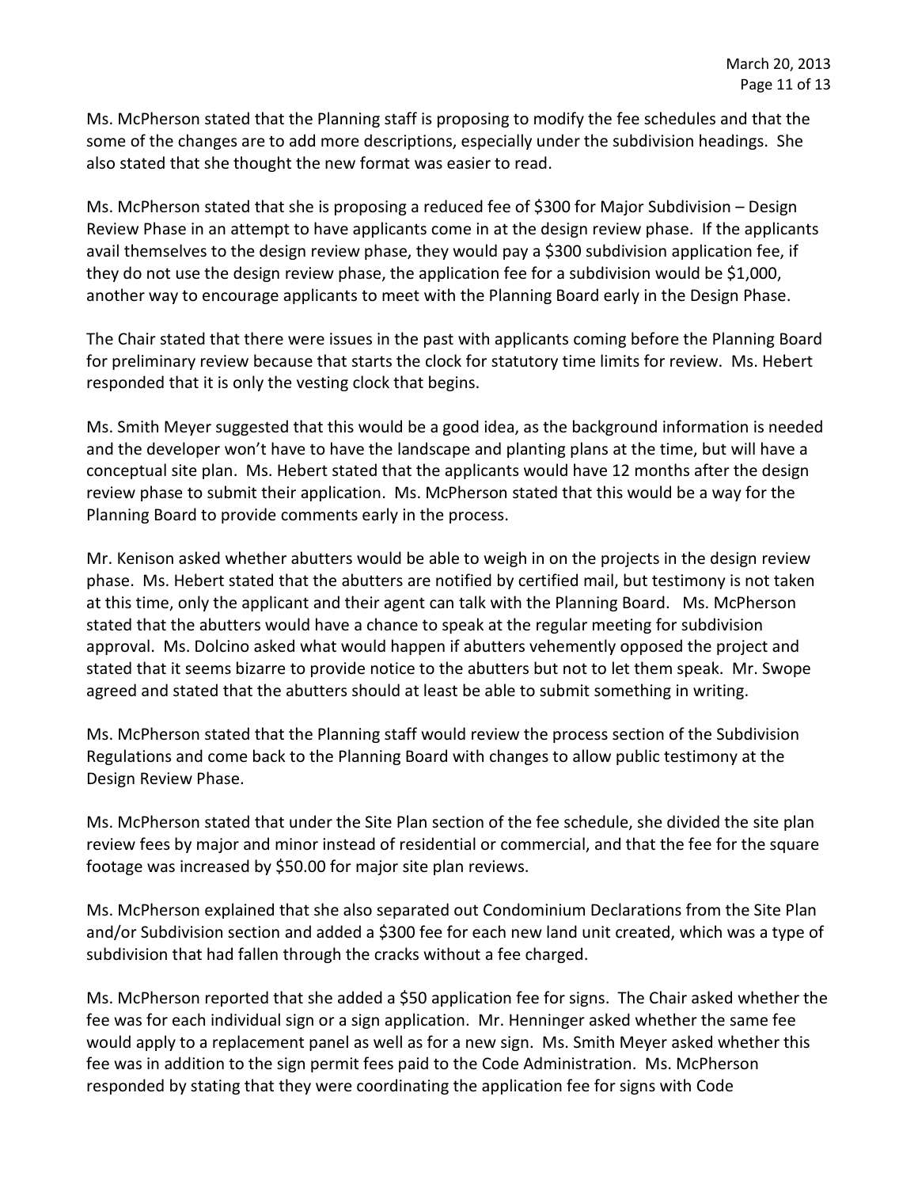Ms. McPherson stated that the Planning staff is proposing to modify the fee schedules and that the some of the changes are to add more descriptions, especially under the subdivision headings. She also stated that she thought the new format was easier to read.

Ms. McPherson stated that she is proposing a reduced fee of $300 for Major Subdivision – Design Review Phase in an attempt to have applicants come in at the design review phase. If the applicants avail themselves to the design review phase, they would pay a $300 subdivision application fee, if they do not use the design review phase, the application fee for a subdivision would be $1,000, another way to encourage applicants to meet with the Planning Board early in the Design Phase.

The Chair stated that there were issues in the past with applicants coming before the Planning Board for preliminary review because that starts the clock for statutory time limits for review. Ms. Hebert responded that it is only the vesting clock that begins.

Ms. Smith Meyer suggested that this would be a good idea, as the background information is needed and the developer won't have to have the landscape and planting plans at the time, but will have a conceptual site plan. Ms. Hebert stated that the applicants would have 12 months after the design review phase to submit their application. Ms. McPherson stated that this would be a way for the Planning Board to provide comments early in the process.

Mr. Kenison asked whether abutters would be able to weigh in on the projects in the design review phase. Ms. Hebert stated that the abutters are notified by certified mail, but testimony is not taken at this time, only the applicant and their agent can talk with the Planning Board. Ms. McPherson stated that the abutters would have a chance to speak at the regular meeting for subdivision approval. Ms. Dolcino asked what would happen if abutters vehemently opposed the project and stated that it seems bizarre to provide notice to the abutters but not to let them speak. Mr. Swope agreed and stated that the abutters should at least be able to submit something in writing.

Ms. McPherson stated that the Planning staff would review the process section of the Subdivision Regulations and come back to the Planning Board with changes to allow public testimony at the Design Review Phase.

Ms. McPherson stated that under the Site Plan section of the fee schedule, she divided the site plan review fees by major and minor instead of residential or commercial, and that the fee for the square footage was increased by $50.00 for major site plan reviews.

Ms. McPherson explained that she also separated out Condominium Declarations from the Site Plan and/or Subdivision section and added a $300 fee for each new land unit created, which was a type of subdivision that had fallen through the cracks without a fee charged.

Ms. McPherson reported that she added a $50 application fee for signs. The Chair asked whether the fee was for each individual sign or a sign application. Mr. Henninger asked whether the same fee would apply to a replacement panel as well as for a new sign. Ms. Smith Meyer asked whether this fee was in addition to the sign permit fees paid to the Code Administration. Ms. McPherson responded by stating that they were coordinating the application fee for signs with Code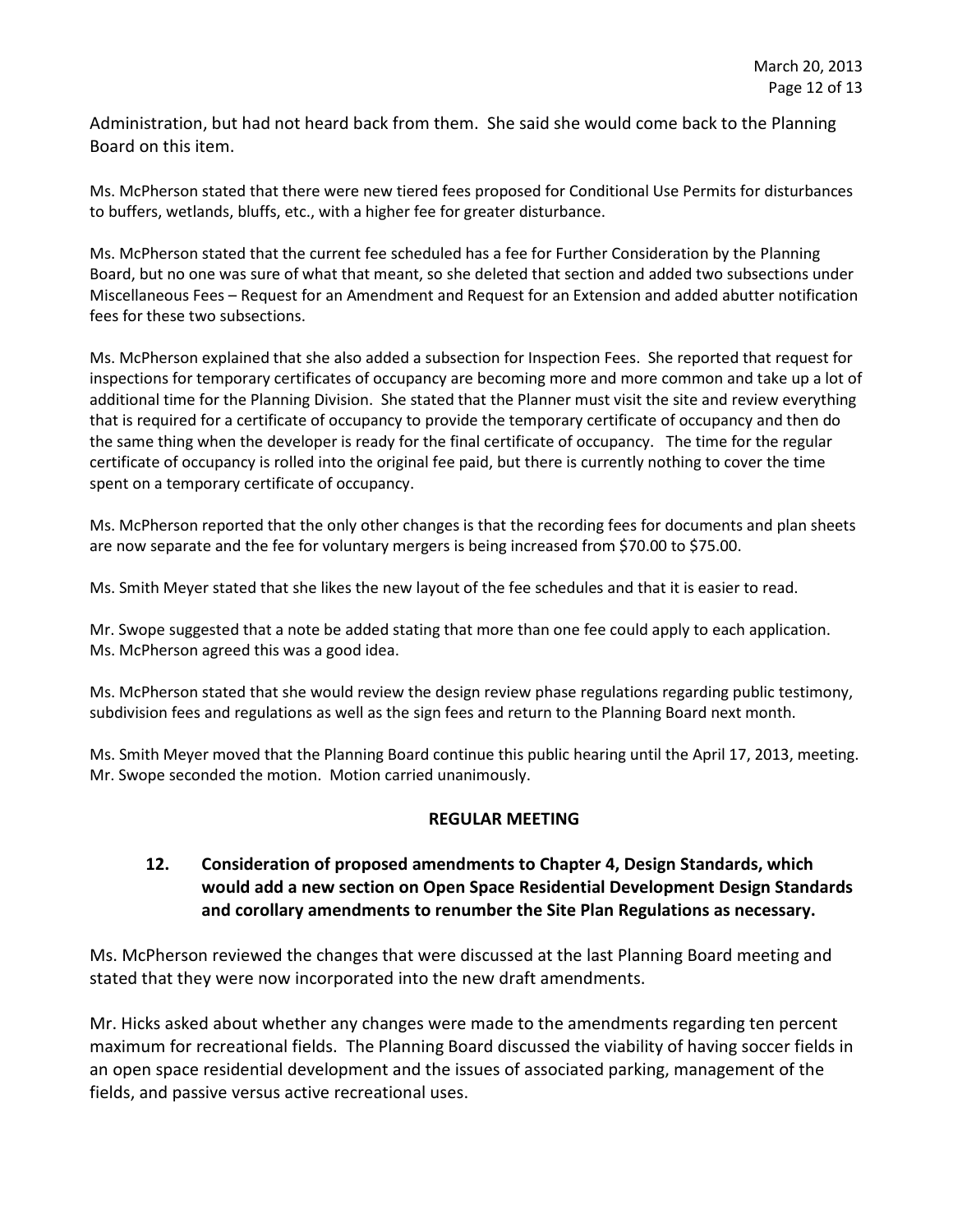Administration, but had not heard back from them. She said she would come back to the Planning Board on this item.

Ms. McPherson stated that there were new tiered fees proposed for Conditional Use Permits for disturbances to buffers, wetlands, bluffs, etc., with a higher fee for greater disturbance.

Ms. McPherson stated that the current fee scheduled has a fee for Further Consideration by the Planning Board, but no one was sure of what that meant, so she deleted that section and added two subsections under Miscellaneous Fees – Request for an Amendment and Request for an Extension and added abutter notification fees for these two subsections.

Ms. McPherson explained that she also added a subsection for Inspection Fees. She reported that request for inspections for temporary certificates of occupancy are becoming more and more common and take up a lot of additional time for the Planning Division. She stated that the Planner must visit the site and review everything that is required for a certificate of occupancy to provide the temporary certificate of occupancy and then do the same thing when the developer is ready for the final certificate of occupancy. The time for the regular certificate of occupancy is rolled into the original fee paid, but there is currently nothing to cover the time spent on a temporary certificate of occupancy.

Ms. McPherson reported that the only other changes is that the recording fees for documents and plan sheets are now separate and the fee for voluntary mergers is being increased from $70.00 to $75.00.

Ms. Smith Meyer stated that she likes the new layout of the fee schedules and that it is easier to read.

Mr. Swope suggested that a note be added stating that more than one fee could apply to each application. Ms. McPherson agreed this was a good idea.

Ms. McPherson stated that she would review the design review phase regulations regarding public testimony, subdivision fees and regulations as well as the sign fees and return to the Planning Board next month.

Ms. Smith Meyer moved that the Planning Board continue this public hearing until the April 17, 2013, meeting. Mr. Swope seconded the motion. Motion carried unanimously.

**REGULAR MEETING**

**12. Consideration of proposed amendments to Chapter 4, Design Standards, which would add a new section on Open Space Residential Development Design Standards and corollary amendments to renumber the Site Plan Regulations as necessary.**

Ms. McPherson reviewed the changes that were discussed at the last Planning Board meeting and stated that they were now incorporated into the new draft amendments.

Mr. Hicks asked about whether any changes were made to the amendments regarding ten percent maximum for recreational fields. The Planning Board discussed the viability of having soccer fields in an open space residential development and the issues of associated parking, management of the fields, and passive versus active recreational uses.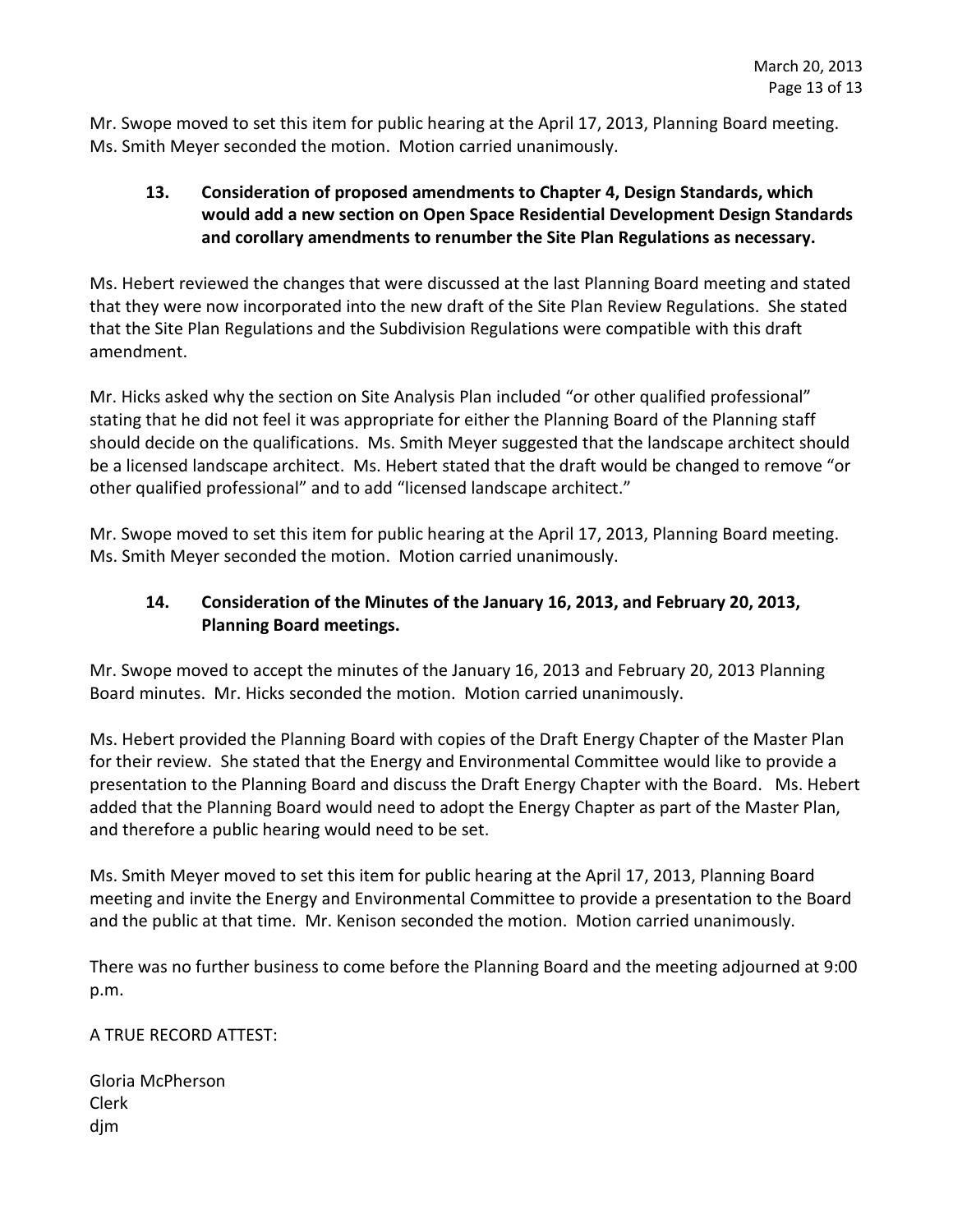Mr. Swope moved to set this item for public hearing at the April 17, 2013, Planning Board meeting. Ms. Smith Meyer seconded the motion. Motion carried unanimously.

### 13. Consideration of proposed amendments to Chapter 4, Design Standards, which would add a new section on Open Space Residential Development Design Standards and corollary amendments to renumber the Site Plan Regulations as necessary.

Ms. Hebert reviewed the changes that were discussed at the last Planning Board meeting and stated that they were now incorporated into the new draft of the Site Plan Review Regulations. She stated that the Site Plan Regulations and the Subdivision Regulations were compatible with this draft amendment.

Mr. Hicks asked why the section on Site Analysis Plan included "or other qualified professional" stating that he did not feel it was appropriate for either the Planning Board of the Planning staff should decide on the qualifications. Ms. Smith Meyer suggested that the landscape architect should be a licensed landscape architect. Ms. Hebert stated that the draft would be changed to remove "or other qualified professional" and to add "licensed landscape architect."

Mr. Swope moved to set this item for public hearing at the April 17, 2013, Planning Board meeting. Ms. Smith Meyer seconded the motion. Motion carried unanimously.

### 14. Consideration of the Minutes of the January 16, 2013, and February 20, 2013, Planning Board meetings.

Mr. Swope moved to accept the minutes of the January 16, 2013 and February 20, 2013 Planning Board minutes. Mr. Hicks seconded the motion. Motion carried unanimously.

Ms. Hebert provided the Planning Board with copies of the Draft Energy Chapter of the Master Plan for their review. She stated that the Energy and Environmental Committee would like to provide a presentation to the Planning Board and discuss the Draft Energy Chapter with the Board. Ms. Hebert added that the Planning Board would need to adopt the Energy Chapter as part of the Master Plan, and therefore a public hearing would need to be set.

Ms. Smith Meyer moved to set this item for public hearing at the April 17, 2013, Planning Board meeting and invite the Energy and Environmental Committee to provide a presentation to the Board and the public at that time. Mr. Kenison seconded the motion. Motion carried unanimously.

There was no further business to come before the Planning Board and the meeting adjourned at 9:00 p.m.

A TRUE RECORD ATTEST:

Gloria McPherson  
Clerk  
djm